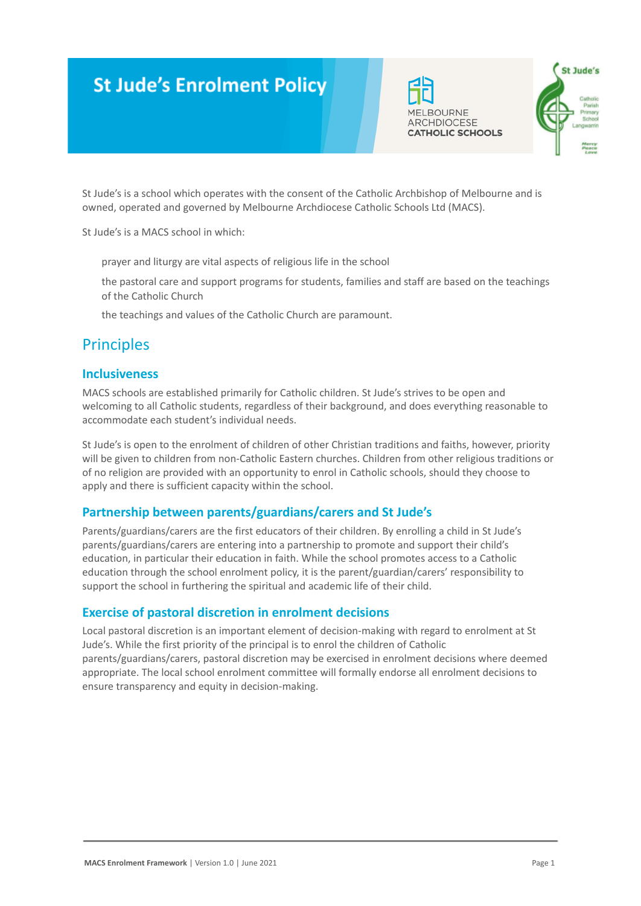# St Jude's Enrolment Policy

St Jude's is a school which operates with the consent of the Catholic Archbishop of Melbourne and is owned, operated and governed by Melbourne Archdiocese Catholic Schools Ltd (MACS).

St Jude's is a MACS school in which:

- prayer and liturgy are vital aspects of religious life in the school
- the pastoral care and support programs for students, families and staff are based on the teachings of the Catholic Church
- the teachings and values of the Catholic Church are paramount.

## Principles

### Inclusiveness

MACS schools are established primarily for Catholic children. St Jude's strives to be open and welcoming to all Catholic students, regardless of their background, and does everything reasonable to accommodate each student's individual needs.

St Jude's is open to the enrolment of children of other Christian traditions and faiths, however, priority will be given to children from non-Catholic Eastern churches. Children from other religious traditions or of no religion are provided with an opportunity to enrol in Catholic schools, should they choose to apply and there is sufficient capacity within the school.

### Partnership between parents/guardians/carers and St Jude's

Parents/guardians/carers are the first educators of their children. By enrolling a child in St Jude's parents/guardians/carers are entering into a partnership to promote and support their child's education, in particular their education in faith. While the school promotes access to a Catholic education through the school enrolment policy, it is the parent/guardian/carers' responsibility to support the school in furthering the spiritual and academic life of their child.

### Exercise of pastoral discretion in enrolment decisions

Local pastoral discretion is an important element of decision-making with regard to enrolment at St Jude's. While the first priority of the principal is to enrol the children of Catholic parents/guardians/carers, pastoral discretion may be exercised in enrolment decisions where deemed appropriate. The local school enrolment committee will formally endorse all enrolment decisions to ensure transparency and equity in decision-making.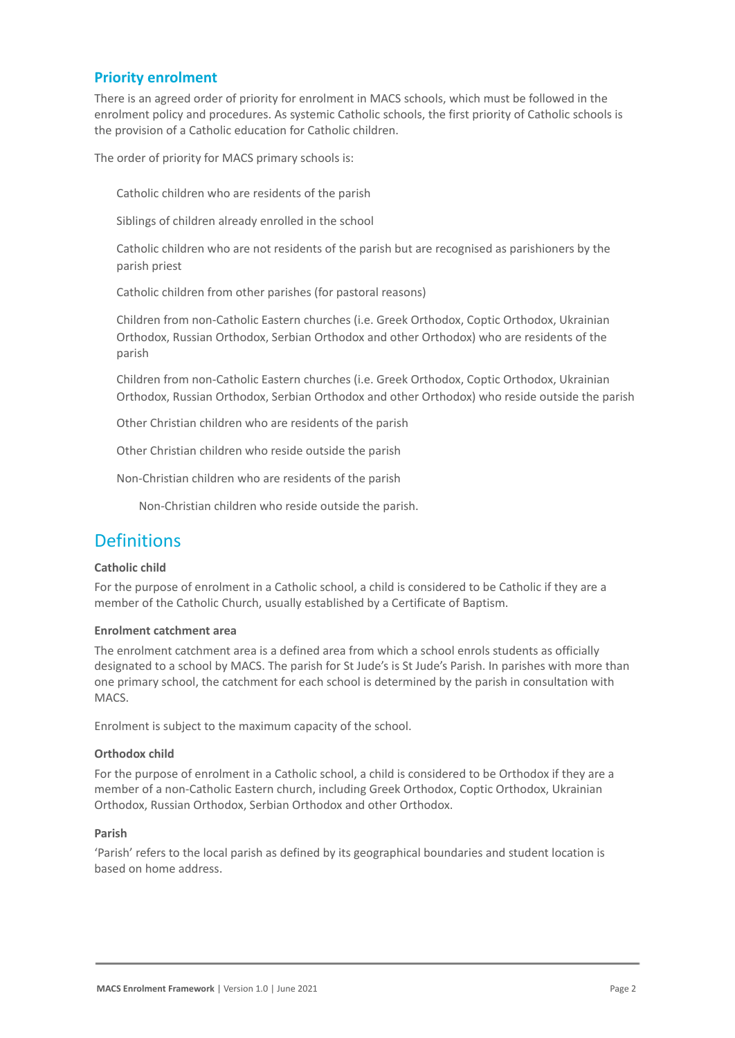## Priority enrolment

There is an agreed order of priority for enrolment in MACS schools, which must be followed in the enrolment policy and procedures. As systemic Catholic schools, the first priority of Catholic schools is the provision of a Catholic education for Catholic children.

The order of priority for MACS primary schools is:

- Catholic children who are residents of the parish
- Siblings of children already enrolled in the school
- Catholic children who are not residents of the parish but are recognised as parishioners by the parish priest
- Catholic children from other parishes (for pastoral reasons)
- Children from non-Catholic Eastern churches (i.e. Greek Orthodox, Coptic Orthodox, Ukrainian Orthodox, Russian Orthodox, Serbian Orthodox and other Orthodox) who are residents of the parish
- Children from non-Catholic Eastern churches (i.e. Greek Orthodox, Coptic Orthodox, Ukrainian Orthodox, Russian Orthodox, Serbian Orthodox and other Orthodox) who reside outside the parish
- Other Christian children who are residents of the parish
- Other Christian children who reside outside the parish
- Non-Christian children who are residents of the parish
- Non-Christian children who reside outside the parish.

# Definitions

**Catholic child**

For the purpose of enrolment in a Catholic school, a child is considered to be Catholic if they are a member of the Catholic Church, usually established by a Certificate of Baptism.

**Enrolment catchment area**

The enrolment catchment area is a defined area from which a school enrols students as officially designated to a school by MACS. The parish for St Jude's is St Jude's Parish. In parishes with more than one primary school, the catchment for each school is determined by the parish in consultation with MACS.

Enrolment is subject to the maximum capacity of the school.

**Orthodox child**

For the purpose of enrolment in a Catholic school, a child is considered to be Orthodox if they are a member of a non-Catholic Eastern church, including Greek Orthodox, Coptic Orthodox, Ukrainian Orthodox, Russian Orthodox, Serbian Orthodox and other Orthodox.

**Parish**

'Parish' refers to the local parish as defined by its geographical boundaries and student location is based on home address.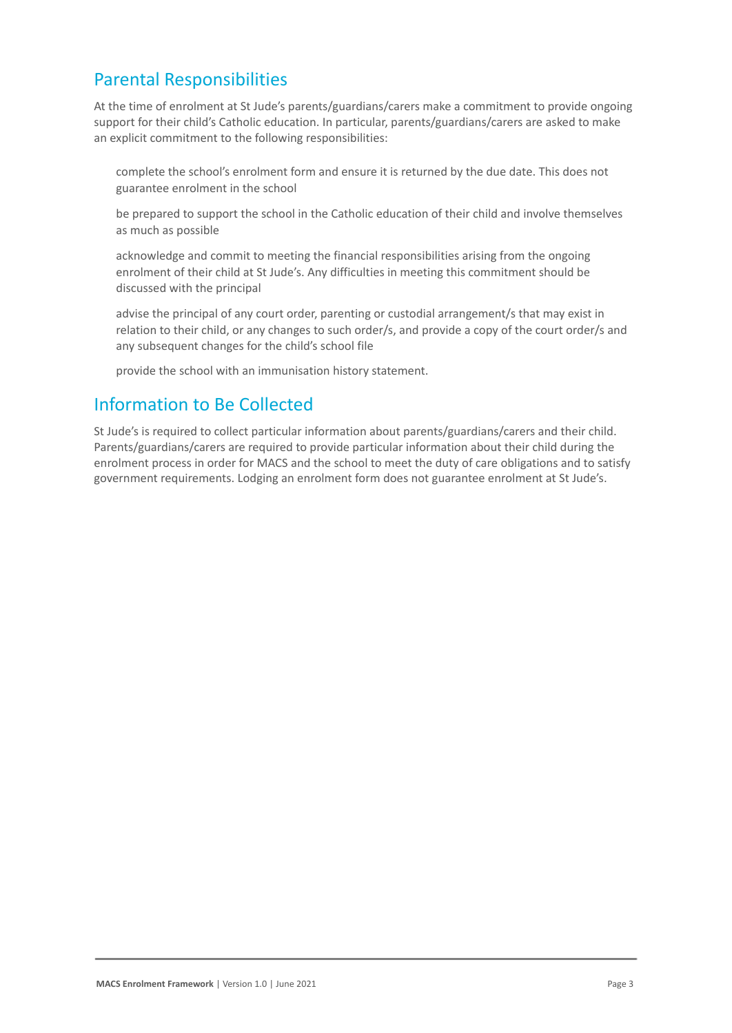## Parental Responsibilities

At the time of enrolment at St Jude's parents/guardians/carers make a commitment to provide ongoing support for their child's Catholic education. In particular, parents/guardians/carers are asked to make an explicit commitment to the following responsibilities:

- complete the school's enrolment form and ensure it is returned by the due date. This does not guarantee enrolment in the school
- be prepared to support the school in the Catholic education of their child and involve themselves as much as possible
- acknowledge and commit to meeting the financial responsibilities arising from the ongoing enrolment of their child at St Jude's. Any difficulties in meeting this commitment should be discussed with the principal
- advise the principal of any court order, parenting or custodial arrangement/s that may exist in relation to their child, or any changes to such order/s, and provide a copy of the court order/s and any subsequent changes for the child's school file
- provide the school with an immunisation history statement.

## Information to Be Collected

St Jude's is required to collect particular information about parents/guardians/carers and their child. Parents/guardians/carers are required to provide particular information about their child during the enrolment process in order for MACS and the school to meet the duty of care obligations and to satisfy government requirements. Lodging an enrolment form does not guarantee enrolment at St Jude's.